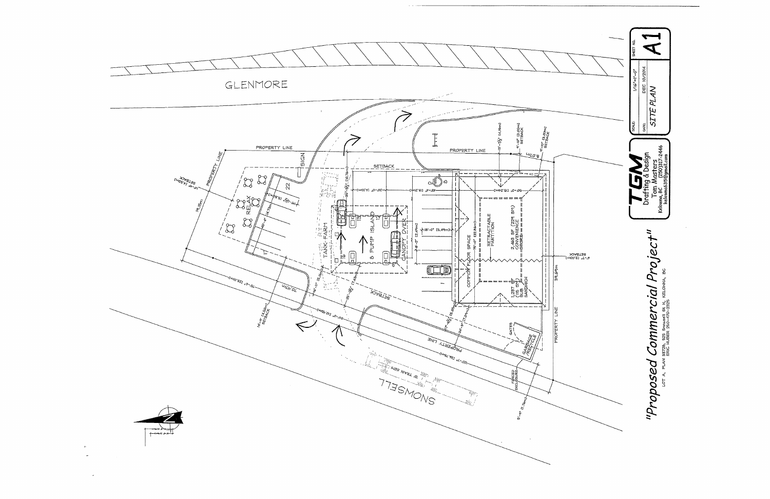# "Proposed Commercial Project"

LOT A, PLAN 33728, 525 Snowsell St N, KELOWNA, BC
ERIC HUBER 250-470-2525

**TGM** Drafting & Design
Tom Masters
Kelowna, BC (250)317-2446
kelowna635@gmail.com

SCALE: 1/16"=1'-0"
DATE: DEC 10/2014
SITE PLAN
SHEET NO. A1

GLENMORE

SNOWSELL

PROPERTY LINE

SETBACK

SIGN

RELAX

TANK FARM

8 PUMP ISLAND

CANOPY OVER

COMMON FLOOR SPACE

RETRACTABLE PARTITION

2,463 SF (229 SM) CONVENIENCE STORE

1,237 SF (115 SM) SUB SANDWICH

GATES

GARBAGE RECYCLE

FENCED ENCLOSURE

6' TRAIN BERM

14'-9" (4.50m) SETBACK

19'-8" (6.00m) SETBACK

9'-10" (3.00m) SETBACK

13'-7 1/2" (4.16m)

50'-0" (15.24m)

70.47m

39.69m

18.15m

78'-6" (23.93m)

120'-7" (36.76m)

5'-9" (1.75m)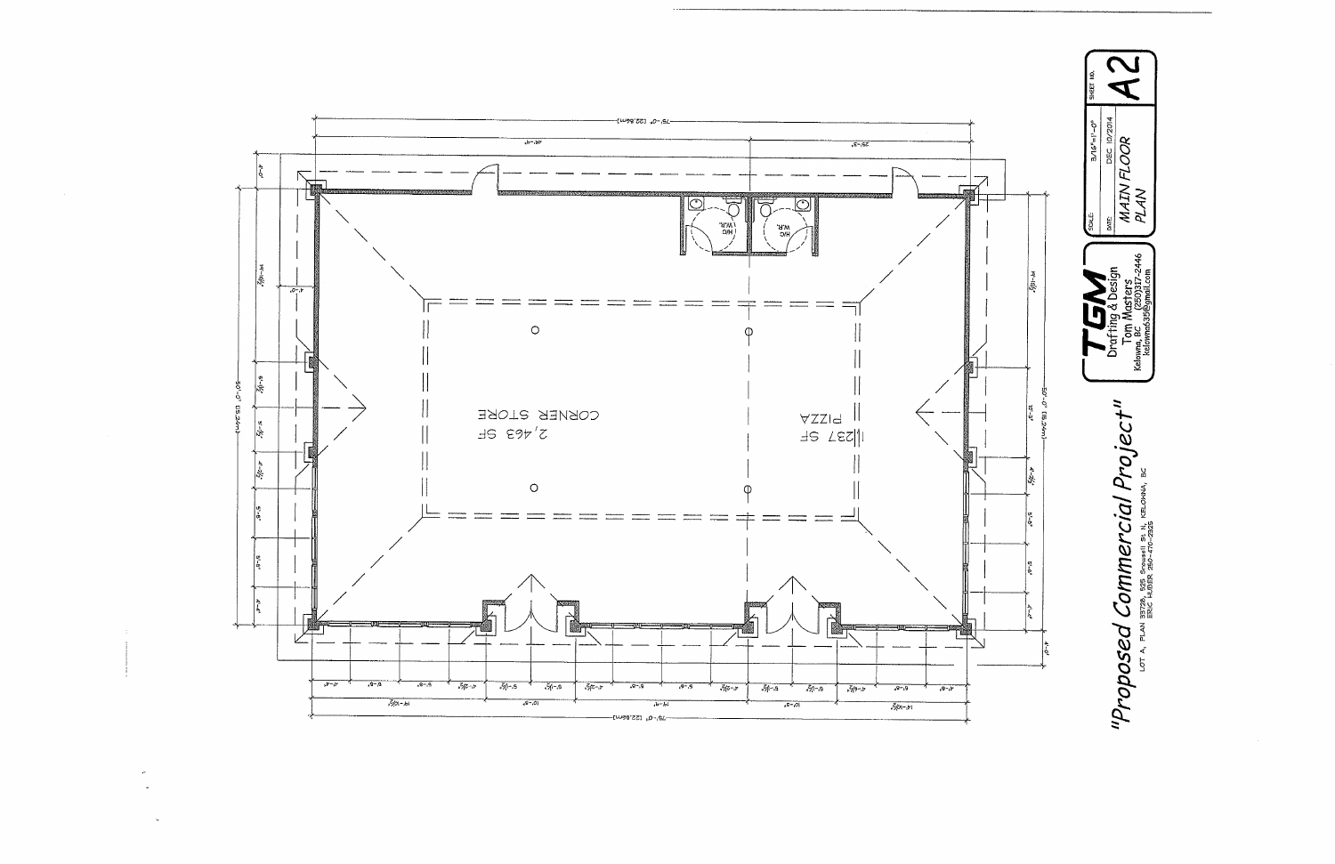"Proposed Commercial Project"

LOT A, PLAN 33728, 525 Snowsell St N, KELOWNA, BC
ERIC HUBER 250-470-2325

**TGM** Drafting & Design
Tom Masters
Kelowna, BC (250)317-2446
kelowna535@gmail.com

| | |
|---|---|
| SCALE: 3/16"=1'-0" | SHEET NO. |
| DATE: DEC. 10/2014 | A2 |
| MAIN FLOOR PLAN | |

CORNER STORE
2,463 SF

PIZZA
237 SF

H/C W.R.

H/C W.R.

75'-0" [22.86m]

49'-9"

25'-3"

50'-0" [15.24m]

75'-0" [22.86m]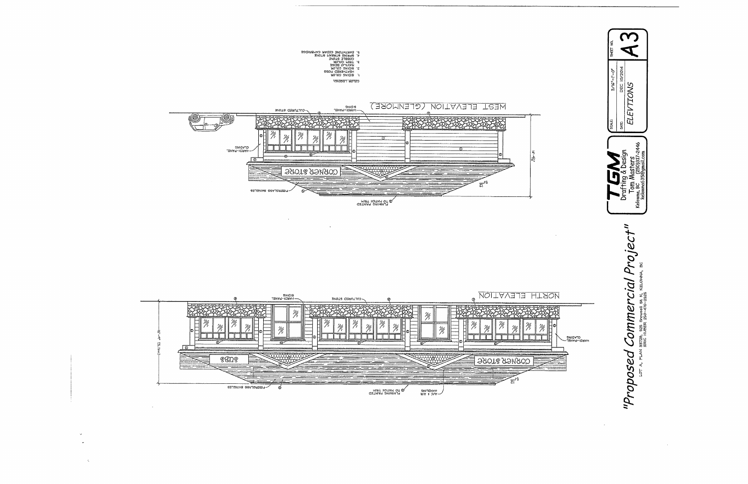# "Proposed Commercial Project"

LOT A, PLAN 33728, 925 Snowsell St N, KELOWNA, BC
ERIC HUBER 250-470-2325

**TGM** Drafting & Design
Tom Masters
Kelowna, BC (250)317-2446
kelowna635@gmail.com

| | |
|---|---|
| SCALE: | 3/16"=1'-0" |
| DATE: | DEC 10/2014 |
| ELEVTIONS | |
| SHEET NO. | A3 |

## WEST ELEVATION (GLENMORE)

COLOR LEGEND:
1. SIDING COLOR HEATHERED MOSS
2. SIDING COLOR NAVAJO BEIGE
3. TRIM COLOR COBBLE STONE
4. SPRING STREAM STONE
5. EARTHTONE CEDAR CAMBRIDGE

CULTURED STONE
HARDI-PANEL SIDING
HARDI-PANEL CLADING
CORNER STORE
FIBERGLASS SHINGLES
FLASHING PAINTED TO MATCH TRIM
5/12
15'-3"

## NORTH ELEVATION

CULTURED STONE
HARDI-PANEL SIDING
HARDI-PANEL CLADING
SUBS
CORNER STORE
FIBERGLASS SHINGLES
FLASHING PAINTED TO MATCH TRIM
A/C & AIR HANDLING
5/12
15'-3" (15.1m)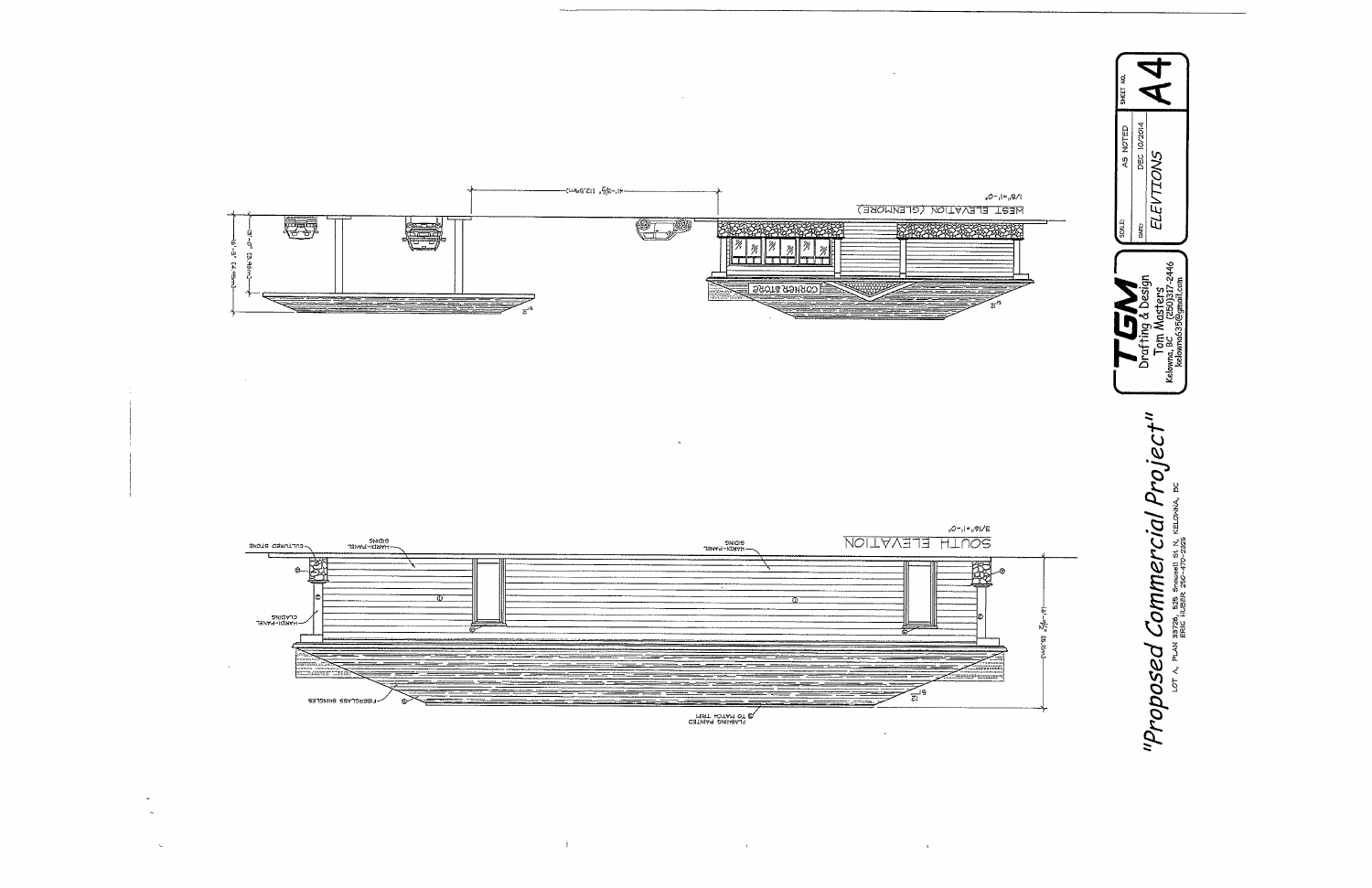"Proposed Commercial Project"

LOT A, PLAN 33728, 525 Snowsell St N, KELOWNA, BC
ERIC HUBER 250-470-2325

**TGM** Drafting & Design
Tom Masters
Kelowna, BC (250)317-2446
kelowna635@gmail.com

SCALE: AS NOTED
DATE: DEC 10/2014
ELEVTIONS
SHEET NO. A4

WEST ELEVATION (GLENMORE)
1/8"=1'-0"

41'-3⅝" (12.58m)

CORNER STORE

SOUTH ELEVATION
3/16"=1'-0"

HARDI-PANEL SIDING

CULTURED STONE

HARDI-PANEL CLADING

FIBERGLASS SHINGLES

FLASHING PAINTED TO MATCH TRIM

5/12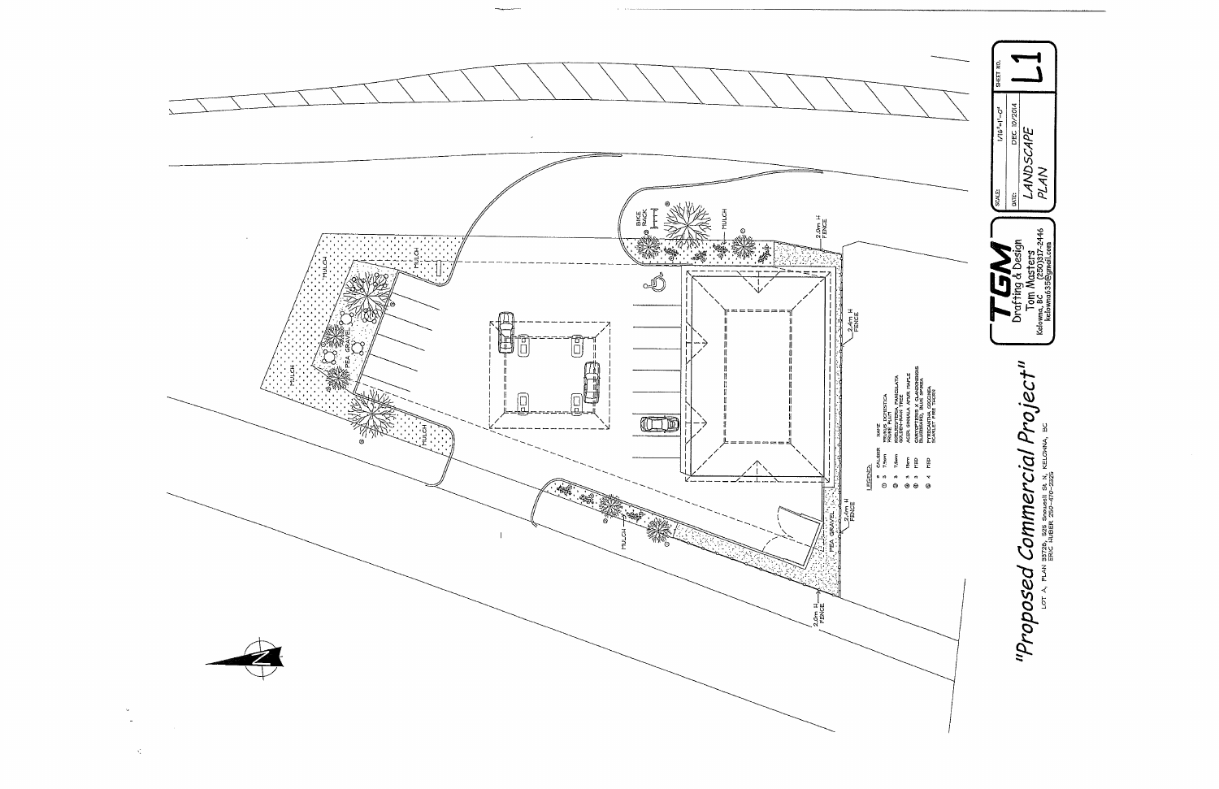"Proposed Commercial Project"

LOT A, PLAN 33728, 526 Snowsell St. N, KELOWNA, BC
ERIC HUBER 250-470-2325

TGM Drafting & Design
Tom Masters
Kelowna, BC (250)317-2446
kelowna635@gmail.com

| | |
|---|---|
| SCALE: | 1/16"=1'-0" |
| DATE: | DEC 10/2014 |
| LANDSCAPE PLAN | |
| SHEET NO. | L1 |

LEGEND

| # | CALIBER | NAME |
|---|---|---|
| 3 | 7.5cm | PRUNUS DOMESTICA PRUNE PLUM |
| 3 | 7.5cm | KOELREUTERIA PANICULATA GOLDEN-RAIN TREE |
| 3 | 5cm | ACER GINNALA AMUR MAPLE |
| 3 | #2 | CARYOPTERIS X CLANDONENSIS BLUEBEARD, BLUE SPIREA |
| 4 | #2 | PYRACANTHA COCCINEA SCARLET FIRE THORN |

MULCH

PEA GRAVEL

BIKE RACK

2.0m H FENCE

2.4m H FENCE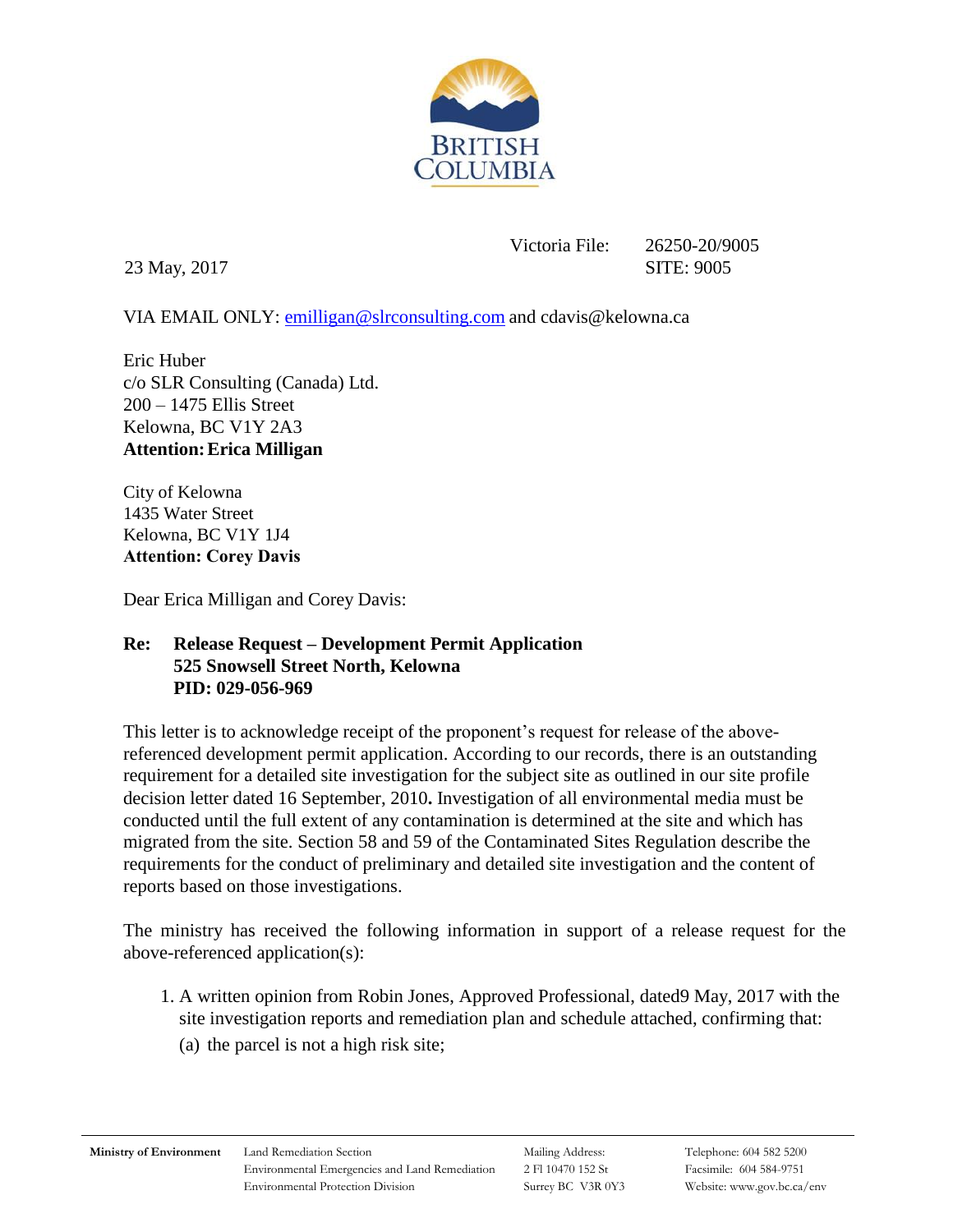BRITISH COLUMBIA

Victoria File: 26250-20/9005
SITE: 9005

23 May, 2017

VIA EMAIL ONLY: emilligan@slrconsulting.com and cdavis@kelowna.ca

Eric Huber
c/o SLR Consulting (Canada) Ltd.
200 – 1475 Ellis Street
Kelowna, BC V1Y 2A3
**Attention: Erica Milligan**

City of Kelowna
1435 Water Street
Kelowna, BC V1Y 1J4
**Attention: Corey Davis**

Dear Erica Milligan and Corey Davis:

**Re: Release Request – Development Permit Application**
**525 Snowsell Street North, Kelowna**
**PID: 029-056-969**

This letter is to acknowledge receipt of the proponent's request for release of the above-referenced development permit application. According to our records, there is an outstanding requirement for a detailed site investigation for the subject site as outlined in our site profile decision letter dated 16 September, 2010**.** Investigation of all environmental media must be conducted until the full extent of any contamination is determined at the site and which has migrated from the site. Section 58 and 59 of the Contaminated Sites Regulation describe the requirements for the conduct of preliminary and detailed site investigation and the content of reports based on those investigations.

The ministry has received the following information in support of a release request for the above-referenced application(s):

1. A written opinion from Robin Jones, Approved Professional, dated9 May, 2017 with the site investigation reports and remediation plan and schedule attached, confirming that:
   (a) the parcel is not a high risk site;

Ministry of Environment — Land Remediation Section, Environmental Emergencies and Land Remediation, Environmental Protection Division — Mailing Address: 2 Fl 10470 152 St, Surrey BC V3R 0Y3 — Telephone: 604 582 5200, Facsimile: 604 584-9751, Website: www.gov.bc.ca/env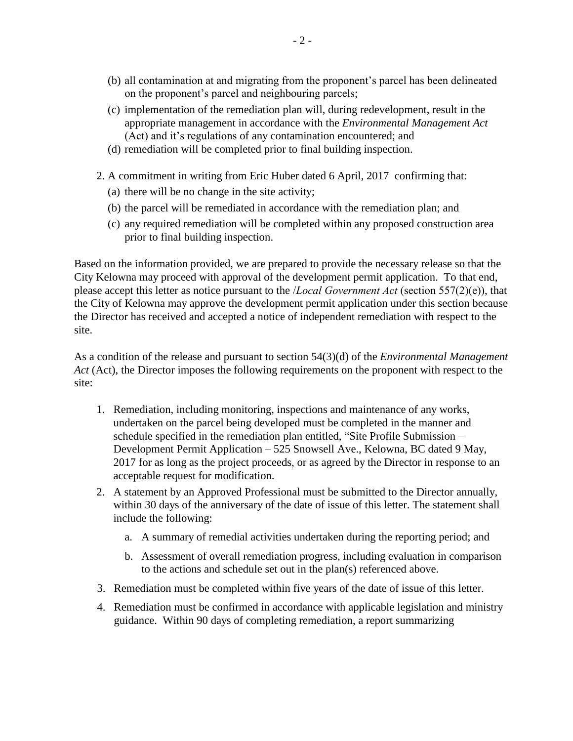(b) all contamination at and migrating from the proponent's parcel has been delineated on the proponent's parcel and neighbouring parcels;
(c) implementation of the remediation plan will, during redevelopment, result in the appropriate management in accordance with the *Environmental Management Act* (Act) and it's regulations of any contamination encountered; and
(d) remediation will be completed prior to final building inspection.

2. A commitment in writing from Eric Huber dated 6 April, 2017 confirming that:
   (a) there will be no change in the site activity;
   (b) the parcel will be remediated in accordance with the remediation plan; and
   (c) any required remediation will be completed within any proposed construction area prior to final building inspection.

Based on the information provided, we are prepared to provide the necessary release so that the City Kelowna may proceed with approval of the development permit application. To that end, please accept this letter as notice pursuant to the /*Local Government Act* (section 557(2)(e)), that the City of Kelowna may approve the development permit application under this section because the Director has received and accepted a notice of independent remediation with respect to the site.

As a condition of the release and pursuant to section 54(3)(d) of the *Environmental Management Act* (Act), the Director imposes the following requirements on the proponent with respect to the site:

1. Remediation, including monitoring, inspections and maintenance of any works, undertaken on the parcel being developed must be completed in the manner and schedule specified in the remediation plan entitled, "Site Profile Submission – Development Permit Application – 525 Snowsell Ave., Kelowna, BC dated 9 May, 2017 for as long as the project proceeds, or as agreed by the Director in response to an acceptable request for modification.
2. A statement by an Approved Professional must be submitted to the Director annually, within 30 days of the anniversary of the date of issue of this letter. The statement shall include the following:
   a. A summary of remedial activities undertaken during the reporting period; and
   b. Assessment of overall remediation progress, including evaluation in comparison to the actions and schedule set out in the plan(s) referenced above.
3. Remediation must be completed within five years of the date of issue of this letter.
4. Remediation must be confirmed in accordance with applicable legislation and ministry guidance. Within 90 days of completing remediation, a report summarizing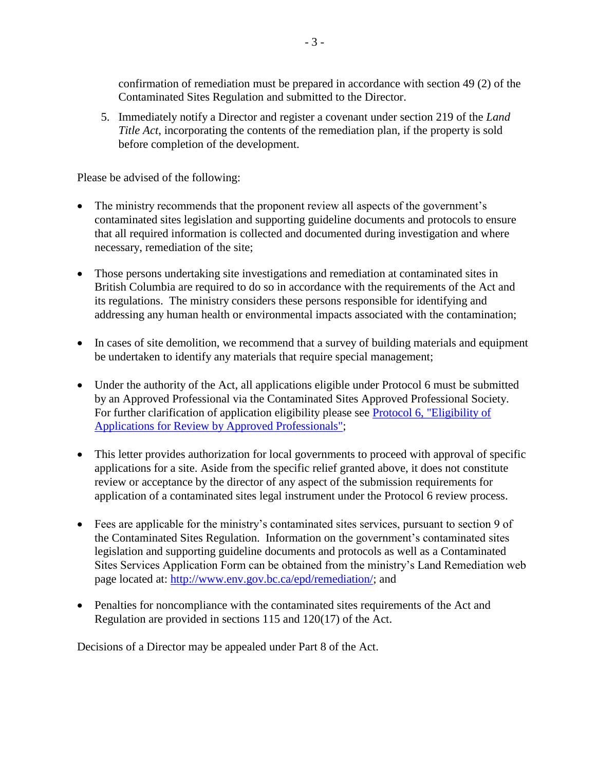confirmation of remediation must be prepared in accordance with section 49 (2) of the Contaminated Sites Regulation and submitted to the Director.

5. Immediately notify a Director and register a covenant under section 219 of the *Land Title Act*, incorporating the contents of the remediation plan, if the property is sold before completion of the development.

Please be advised of the following:

- The ministry recommends that the proponent review all aspects of the government's contaminated sites legislation and supporting guideline documents and protocols to ensure that all required information is collected and documented during investigation and where necessary, remediation of the site;

- Those persons undertaking site investigations and remediation at contaminated sites in British Columbia are required to do so in accordance with the requirements of the Act and its regulations. The ministry considers these persons responsible for identifying and addressing any human health or environmental impacts associated with the contamination;

- In cases of site demolition, we recommend that a survey of building materials and equipment be undertaken to identify any materials that require special management;

- Under the authority of the Act, all applications eligible under Protocol 6 must be submitted by an Approved Professional via the Contaminated Sites Approved Professional Society. For further clarification of application eligibility please see [Protocol 6, "Eligibility of Applications for Review by Approved Professionals"](#);

- This letter provides authorization for local governments to proceed with approval of specific applications for a site. Aside from the specific relief granted above, it does not constitute review or acceptance by the director of any aspect of the submission requirements for application of a contaminated sites legal instrument under the Protocol 6 review process.

- Fees are applicable for the ministry's contaminated sites services, pursuant to section 9 of the Contaminated Sites Regulation. Information on the government's contaminated sites legislation and supporting guideline documents and protocols as well as a Contaminated Sites Services Application Form can be obtained from the ministry's Land Remediation web page located at: http://www.env.gov.bc.ca/epd/remediation/; and

- Penalties for noncompliance with the contaminated sites requirements of the Act and Regulation are provided in sections 115 and 120(17) of the Act.

Decisions of a Director may be appealed under Part 8 of the Act.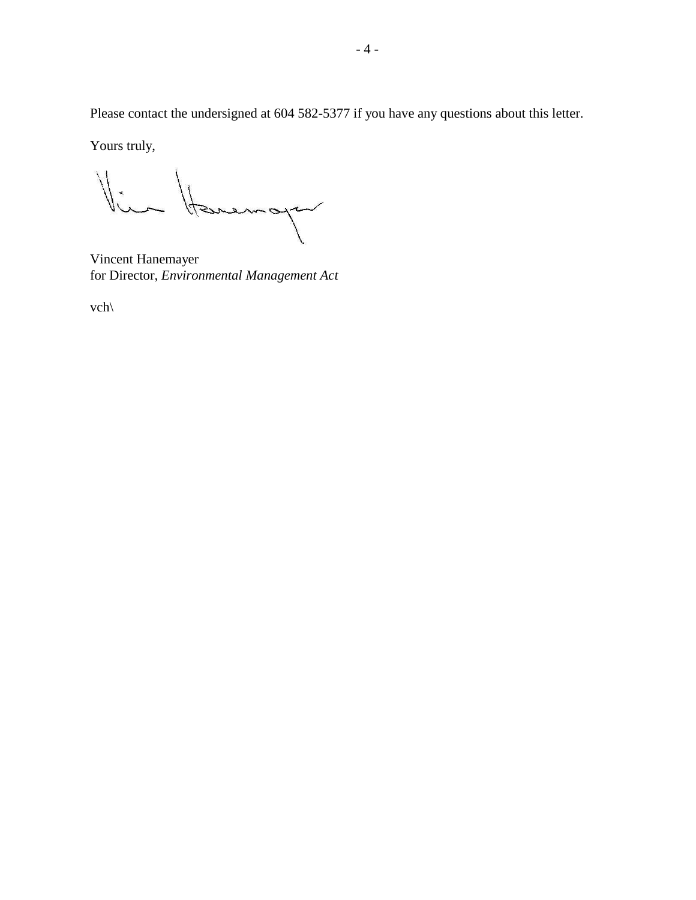Please contact the undersigned at 604 582-5377 if you have any questions about this letter.

Yours truly,

Vincent Hanemayer
for Director, *Environmental Management Act*

vch\